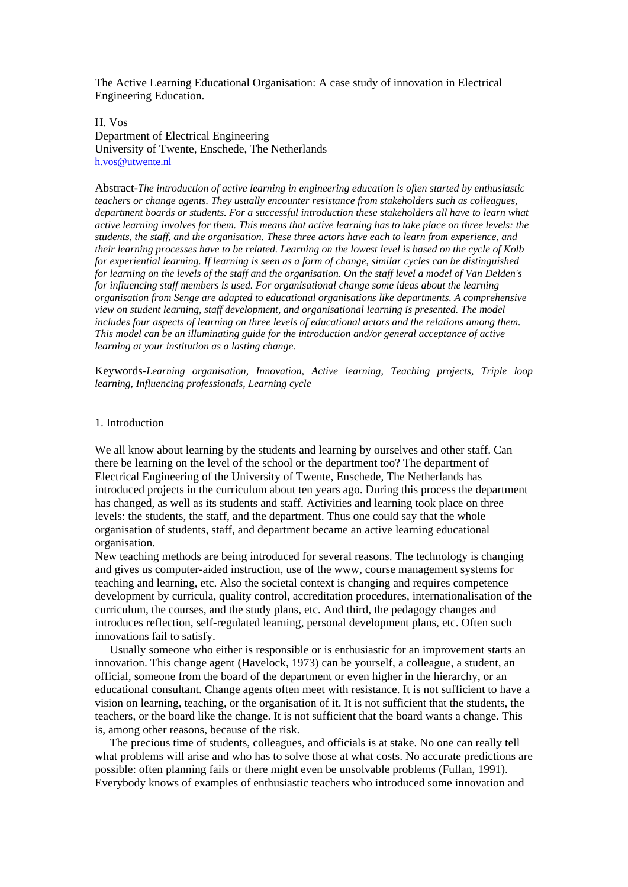The Active Learning Educational Organisation: A case study of innovation in Electrical Engineering Education.

H. Vos
Department of Electrical Engineering
University of Twente, Enschede, The Netherlands
h.vos@utwente.nl

Abstract-*The introduction of active learning in engineering education is often started by enthusiastic teachers or change agents. They usually encounter resistance from stakeholders such as colleagues, department boards or students. For a successful introduction these stakeholders all have to learn what active learning involves for them. This means that active learning has to take place on three levels: the students, the staff, and the organisation. These three actors have each to learn from experience, and their learning processes have to be related. Learning on the lowest level is based on the cycle of Kolb for experiential learning. If learning is seen as a form of change, similar cycles can be distinguished for learning on the levels of the staff and the organisation. On the staff level a model of Van Delden's for influencing staff members is used. For organisational change some ideas about the learning organisation from Senge are adapted to educational organisations like departments. A comprehensive view on student learning, staff development, and organisational learning is presented. The model includes four aspects of learning on three levels of educational actors and the relations among them. This model can be an illuminating guide for the introduction and/or general acceptance of active learning at your institution as a lasting change.*

Keywords-*Learning organisation, Innovation, Active learning, Teaching projects, Triple loop learning, Influencing professionals, Learning cycle*

## 1. Introduction

We all know about learning by the students and learning by ourselves and other staff. Can there be learning on the level of the school or the department too? The department of Electrical Engineering of the University of Twente, Enschede, The Netherlands has introduced projects in the curriculum about ten years ago. During this process the department has changed, as well as its students and staff. Activities and learning took place on three levels: the students, the staff, and the department. Thus one could say that the whole organisation of students, staff, and department became an active learning educational organisation.

New teaching methods are being introduced for several reasons. The technology is changing and gives us computer-aided instruction, use of the www, course management systems for teaching and learning, etc. Also the societal context is changing and requires competence development by curricula, quality control, accreditation procedures, internationalisation of the curriculum, the courses, and the study plans, etc. And third, the pedagogy changes and introduces reflection, self-regulated learning, personal development plans, etc. Often such innovations fail to satisfy.

Usually someone who either is responsible or is enthusiastic for an improvement starts an innovation. This change agent (Havelock, 1973) can be yourself, a colleague, a student, an official, someone from the board of the department or even higher in the hierarchy, or an educational consultant. Change agents often meet with resistance. It is not sufficient to have a vision on learning, teaching, or the organisation of it. It is not sufficient that the students, the teachers, or the board like the change. It is not sufficient that the board wants a change. This is, among other reasons, because of the risk.

The precious time of students, colleagues, and officials is at stake. No one can really tell what problems will arise and who has to solve those at what costs. No accurate predictions are possible: often planning fails or there might even be unsolvable problems (Fullan, 1991). Everybody knows of examples of enthusiastic teachers who introduced some innovation and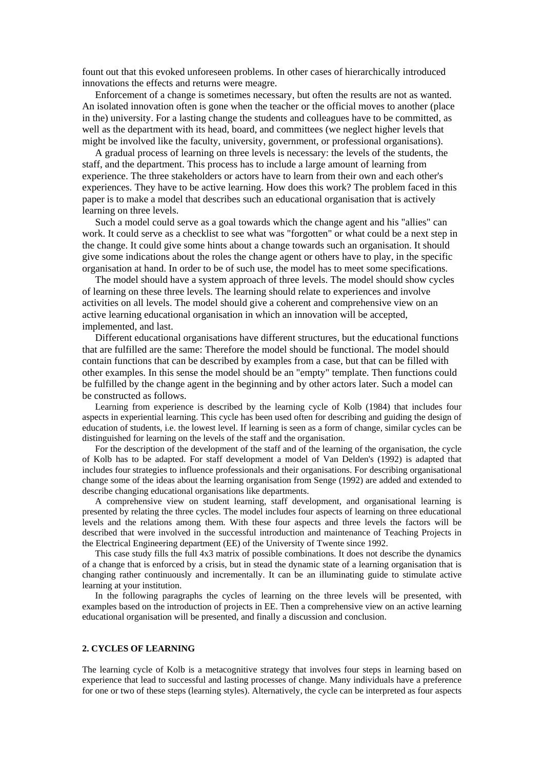fount out that this evoked unforeseen problems. In other cases of hierarchically introduced innovations the effects and returns were meagre.

Enforcement of a change is sometimes necessary, but often the results are not as wanted. An isolated innovation often is gone when the teacher or the official moves to another (place in the) university. For a lasting change the students and colleagues have to be committed, as well as the department with its head, board, and committees (we neglect higher levels that might be involved like the faculty, university, government, or professional organisations).

A gradual process of learning on three levels is necessary: the levels of the students, the staff, and the department. This process has to include a large amount of learning from experience. The three stakeholders or actors have to learn from their own and each other's experiences. They have to be active learning. How does this work? The problem faced in this paper is to make a model that describes such an educational organisation that is actively learning on three levels.

Such a model could serve as a goal towards which the change agent and his "allies" can work. It could serve as a checklist to see what was "forgotten" or what could be a next step in the change. It could give some hints about a change towards such an organisation. It should give some indications about the roles the change agent or others have to play, in the specific organisation at hand. In order to be of such use, the model has to meet some specifications.

The model should have a system approach of three levels. The model should show cycles of learning on these three levels. The learning should relate to experiences and involve activities on all levels. The model should give a coherent and comprehensive view on an active learning educational organisation in which an innovation will be accepted, implemented, and last.

Different educational organisations have different structures, but the educational functions that are fulfilled are the same: Therefore the model should be functional. The model should contain functions that can be described by examples from a case, but that can be filled with other examples. In this sense the model should be an "empty" template. Then functions could be fulfilled by the change agent in the beginning and by other actors later. Such a model can be constructed as follows.

Learning from experience is described by the learning cycle of Kolb (1984) that includes four aspects in experiential learning. This cycle has been used often for describing and guiding the design of education of students, i.e. the lowest level. If learning is seen as a form of change, similar cycles can be distinguished for learning on the levels of the staff and the organisation.

For the description of the development of the staff and of the learning of the organisation, the cycle of Kolb has to be adapted. For staff development a model of Van Delden's (1992) is adapted that includes four strategies to influence professionals and their organisations. For describing organisational change some of the ideas about the learning organisation from Senge (1992) are added and extended to describe changing educational organisations like departments.

A comprehensive view on student learning, staff development, and organisational learning is presented by relating the three cycles. The model includes four aspects of learning on three educational levels and the relations among them. With these four aspects and three levels the factors will be described that were involved in the successful introduction and maintenance of Teaching Projects in the Electrical Engineering department (EE) of the University of Twente since 1992.

This case study fills the full 4x3 matrix of possible combinations. It does not describe the dynamics of a change that is enforced by a crisis, but in stead the dynamic state of a learning organisation that is changing rather continuously and incrementally. It can be an illuminating guide to stimulate active learning at your institution.

In the following paragraphs the cycles of learning on the three levels will be presented, with examples based on the introduction of projects in EE. Then a comprehensive view on an active learning educational organisation will be presented, and finally a discussion and conclusion.

## 2. CYCLES OF LEARNING

The learning cycle of Kolb is a metacognitive strategy that involves four steps in learning based on experience that lead to successful and lasting processes of change. Many individuals have a preference for one or two of these steps (learning styles). Alternatively, the cycle can be interpreted as four aspects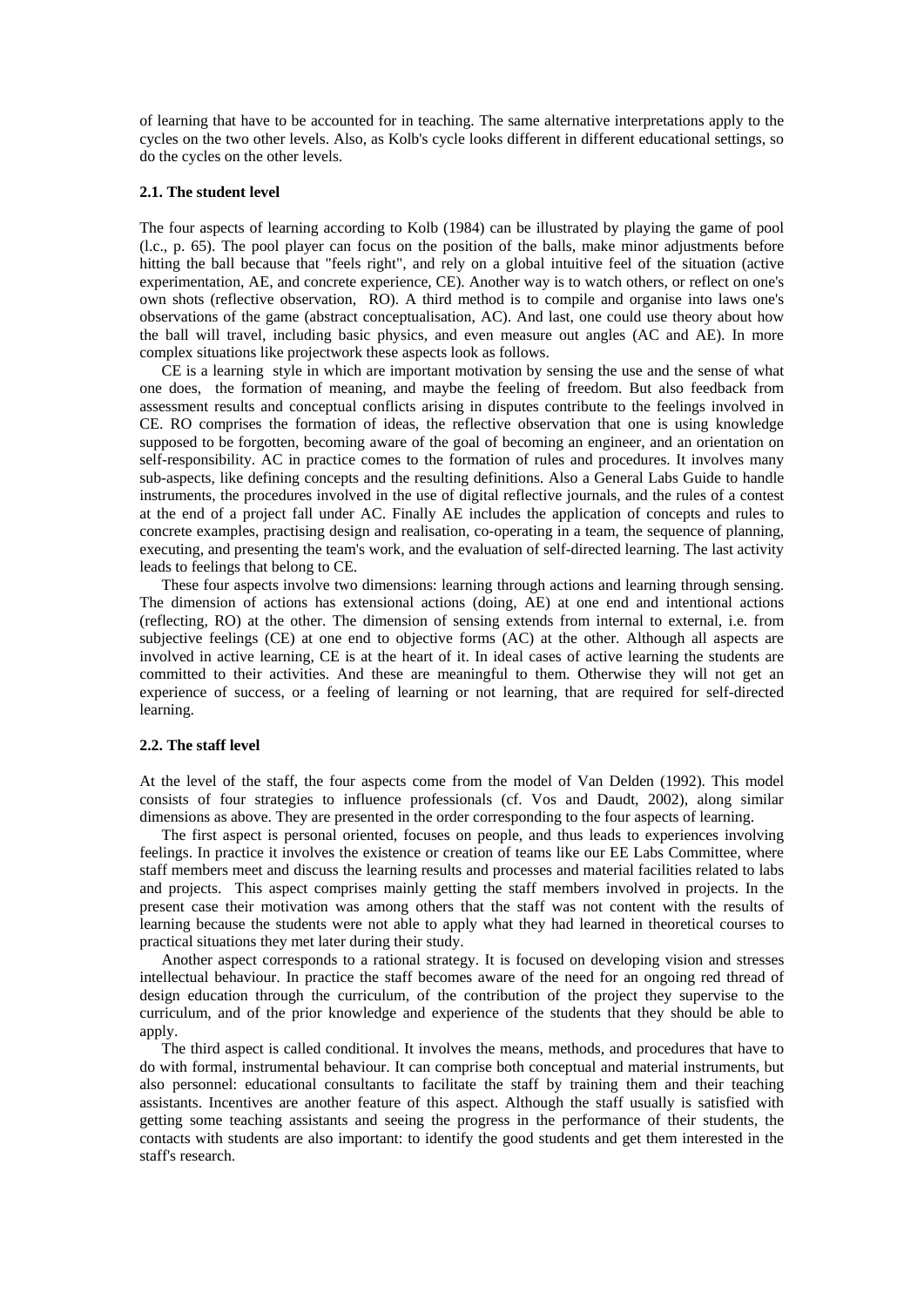of learning that have to be accounted for in teaching. The same alternative interpretations apply to the cycles on the two other levels. Also, as Kolb's cycle looks different in different educational settings, so do the cycles on the other levels.

### 2.1. The student level

The four aspects of learning according to Kolb (1984) can be illustrated by playing the game of pool (l.c., p. 65). The pool player can focus on the position of the balls, make minor adjustments before hitting the ball because that "feels right", and rely on a global intuitive feel of the situation (active experimentation, AE, and concrete experience, CE). Another way is to watch others, or reflect on one's own shots (reflective observation, RO). A third method is to compile and organise into laws one's observations of the game (abstract conceptualisation, AC). And last, one could use theory about how the ball will travel, including basic physics, and even measure out angles (AC and AE). In more complex situations like projectwork these aspects look as follows.

CE is a learning style in which are important motivation by sensing the use and the sense of what one does, the formation of meaning, and maybe the feeling of freedom. But also feedback from assessment results and conceptual conflicts arising in disputes contribute to the feelings involved in CE. RO comprises the formation of ideas, the reflective observation that one is using knowledge supposed to be forgotten, becoming aware of the goal of becoming an engineer, and an orientation on self-responsibility. AC in practice comes to the formation of rules and procedures. It involves many sub-aspects, like defining concepts and the resulting definitions. Also a General Labs Guide to handle instruments, the procedures involved in the use of digital reflective journals, and the rules of a contest at the end of a project fall under AC. Finally AE includes the application of concepts and rules to concrete examples, practising design and realisation, co-operating in a team, the sequence of planning, executing, and presenting the team's work, and the evaluation of self-directed learning. The last activity leads to feelings that belong to CE.

These four aspects involve two dimensions: learning through actions and learning through sensing. The dimension of actions has extensional actions (doing, AE) at one end and intentional actions (reflecting, RO) at the other. The dimension of sensing extends from internal to external, i.e. from subjective feelings (CE) at one end to objective forms (AC) at the other. Although all aspects are involved in active learning, CE is at the heart of it. In ideal cases of active learning the students are committed to their activities. And these are meaningful to them. Otherwise they will not get an experience of success, or a feeling of learning or not learning, that are required for self-directed learning.

### 2.2. The staff level

At the level of the staff, the four aspects come from the model of Van Delden (1992). This model consists of four strategies to influence professionals (cf. Vos and Daudt, 2002), along similar dimensions as above. They are presented in the order corresponding to the four aspects of learning.

The first aspect is personal oriented, focuses on people, and thus leads to experiences involving feelings. In practice it involves the existence or creation of teams like our EE Labs Committee, where staff members meet and discuss the learning results and processes and material facilities related to labs and projects. This aspect comprises mainly getting the staff members involved in projects. In the present case their motivation was among others that the staff was not content with the results of learning because the students were not able to apply what they had learned in theoretical courses to practical situations they met later during their study.

Another aspect corresponds to a rational strategy. It is focused on developing vision and stresses intellectual behaviour. In practice the staff becomes aware of the need for an ongoing red thread of design education through the curriculum, of the contribution of the project they supervise to the curriculum, and of the prior knowledge and experience of the students that they should be able to apply.

The third aspect is called conditional. It involves the means, methods, and procedures that have to do with formal, instrumental behaviour. It can comprise both conceptual and material instruments, but also personnel: educational consultants to facilitate the staff by training them and their teaching assistants. Incentives are another feature of this aspect. Although the staff usually is satisfied with getting some teaching assistants and seeing the progress in the performance of their students, the contacts with students are also important: to identify the good students and get them interested in the staff's research.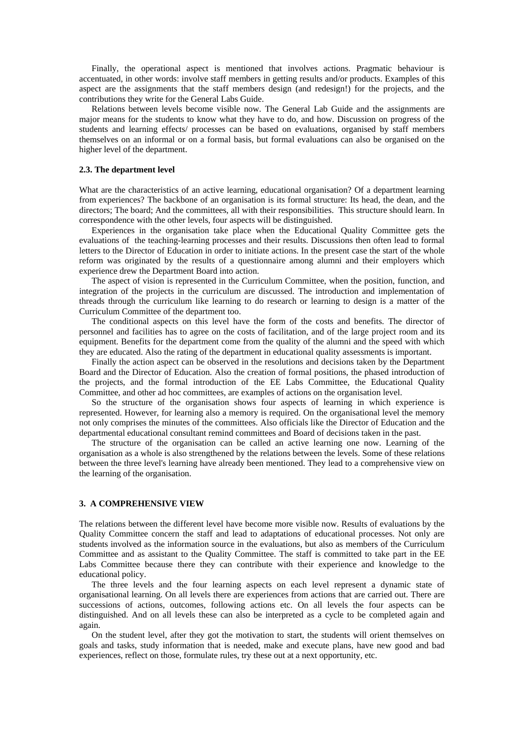Finally, the operational aspect is mentioned that involves actions. Pragmatic behaviour is accentuated, in other words: involve staff members in getting results and/or products. Examples of this aspect are the assignments that the staff members design (and redesign!) for the projects, and the contributions they write for the General Labs Guide.

Relations between levels become visible now. The General Lab Guide and the assignments are major means for the students to know what they have to do, and how. Discussion on progress of the students and learning effects/ processes can be based on evaluations, organised by staff members themselves on an informal or on a formal basis, but formal evaluations can also be organised on the higher level of the department.

### 2.3. The department level

What are the characteristics of an active learning, educational organisation? Of a department learning from experiences? The backbone of an organisation is its formal structure: Its head, the dean, and the directors; The board; And the committees, all with their responsibilities. This structure should learn. In correspondence with the other levels, four aspects will be distinguished.

Experiences in the organisation take place when the Educational Quality Committee gets the evaluations of the teaching-learning processes and their results. Discussions then often lead to formal letters to the Director of Education in order to initiate actions. In the present case the start of the whole reform was originated by the results of a questionnaire among alumni and their employers which experience drew the Department Board into action.

The aspect of vision is represented in the Curriculum Committee, when the position, function, and integration of the projects in the curriculum are discussed. The introduction and implementation of threads through the curriculum like learning to do research or learning to design is a matter of the Curriculum Committee of the department too.

The conditional aspects on this level have the form of the costs and benefits. The director of personnel and facilities has to agree on the costs of facilitation, and of the large project room and its equipment. Benefits for the department come from the quality of the alumni and the speed with which they are educated. Also the rating of the department in educational quality assessments is important.

Finally the action aspect can be observed in the resolutions and decisions taken by the Department Board and the Director of Education. Also the creation of formal positions, the phased introduction of the projects, and the formal introduction of the EE Labs Committee, the Educational Quality Committee, and other ad hoc committees, are examples of actions on the organisation level.

So the structure of the organisation shows four aspects of learning in which experience is represented. However, for learning also a memory is required. On the organisational level the memory not only comprises the minutes of the committees. Also officials like the Director of Education and the departmental educational consultant remind committees and Board of decisions taken in the past.

The structure of the organisation can be called an active learning one now. Learning of the organisation as a whole is also strengthened by the relations between the levels. Some of these relations between the three level's learning have already been mentioned. They lead to a comprehensive view on the learning of the organisation.

## 3. A COMPREHENSIVE VIEW

The relations between the different level have become more visible now. Results of evaluations by the Quality Committee concern the staff and lead to adaptations of educational processes. Not only are students involved as the information source in the evaluations, but also as members of the Curriculum Committee and as assistant to the Quality Committee. The staff is committed to take part in the EE Labs Committee because there they can contribute with their experience and knowledge to the educational policy.

The three levels and the four learning aspects on each level represent a dynamic state of organisational learning. On all levels there are experiences from actions that are carried out. There are successions of actions, outcomes, following actions etc. On all levels the four aspects can be distinguished. And on all levels these can also be interpreted as a cycle to be completed again and again.

On the student level, after they got the motivation to start, the students will orient themselves on goals and tasks, study information that is needed, make and execute plans, have new good and bad experiences, reflect on those, formulate rules, try these out at a next opportunity, etc.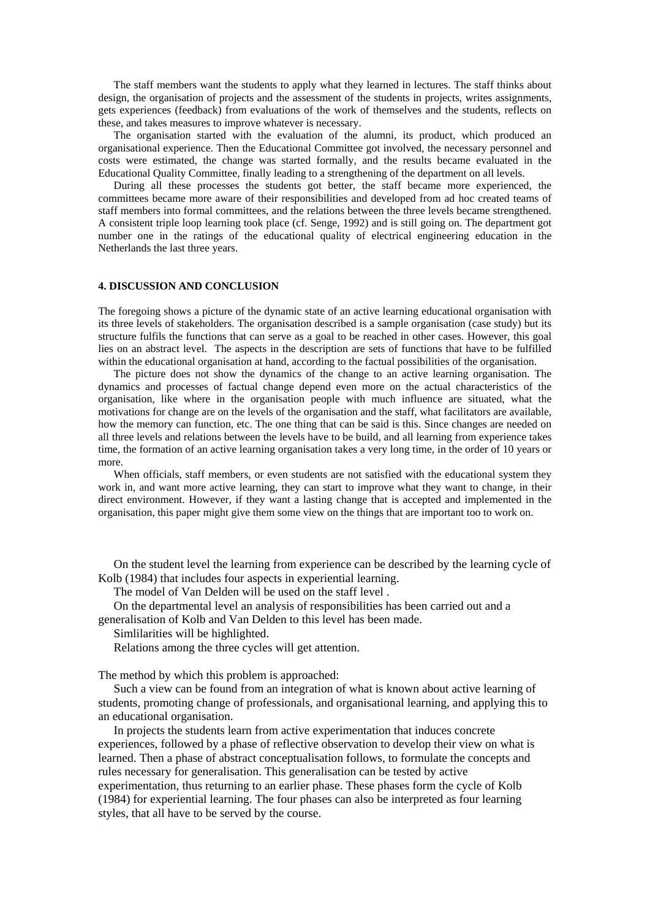The staff members want the students to apply what they learned in lectures. The staff thinks about design, the organisation of projects and the assessment of the students in projects, writes assignments, gets experiences (feedback) from evaluations of the work of themselves and the students, reflects on these, and takes measures to improve whatever is necessary.

The organisation started with the evaluation of the alumni, its product, which produced an organisational experience. Then the Educational Committee got involved, the necessary personnel and costs were estimated, the change was started formally, and the results became evaluated in the Educational Quality Committee, finally leading to a strengthening of the department on all levels.

During all these processes the students got better, the staff became more experienced, the committees became more aware of their responsibilities and developed from ad hoc created teams of staff members into formal committees, and the relations between the three levels became strengthened. A consistent triple loop learning took place (cf. Senge, 1992) and is still going on. The department got number one in the ratings of the educational quality of electrical engineering education in the Netherlands the last three years.

#### 4. DISCUSSION AND CONCLUSION

The foregoing shows a picture of the dynamic state of an active learning educational organisation with its three levels of stakeholders. The organisation described is a sample organisation (case study) but its structure fulfils the functions that can serve as a goal to be reached in other cases. However, this goal lies on an abstract level. The aspects in the description are sets of functions that have to be fulfilled within the educational organisation at hand, according to the factual possibilities of the organisation.

The picture does not show the dynamics of the change to an active learning organisation. The dynamics and processes of factual change depend even more on the actual characteristics of the organisation, like where in the organisation people with much influence are situated, what the motivations for change are on the levels of the organisation and the staff, what facilitators are available, how the memory can function, etc. The one thing that can be said is this. Since changes are needed on all three levels and relations between the levels have to be build, and all learning from experience takes time, the formation of an active learning organisation takes a very long time, in the order of 10 years or more.

When officials, staff members, or even students are not satisfied with the educational system they work in, and want more active learning, they can start to improve what they want to change, in their direct environment. However, if they want a lasting change that is accepted and implemented in the organisation, this paper might give them some view on the things that are important too to work on.

On the student level the learning from experience can be described by the learning cycle of Kolb (1984) that includes four aspects in experiential learning.

The model of Van Delden will be used on the staff level .

On the departmental level an analysis of responsibilities has been carried out and a generalisation of Kolb and Van Delden to this level has been made.

Simlilarities will be highlighted.

Relations among the three cycles will get attention.

The method by which this problem is approached:

Such a view can be found from an integration of what is known about active learning of students, promoting change of professionals, and organisational learning, and applying this to an educational organisation.

In projects the students learn from active experimentation that induces concrete experiences, followed by a phase of reflective observation to develop their view on what is learned. Then a phase of abstract conceptualisation follows, to formulate the concepts and rules necessary for generalisation. This generalisation can be tested by active experimentation, thus returning to an earlier phase. These phases form the cycle of Kolb (1984) for experiential learning. The four phases can also be interpreted as four learning styles, that all have to be served by the course.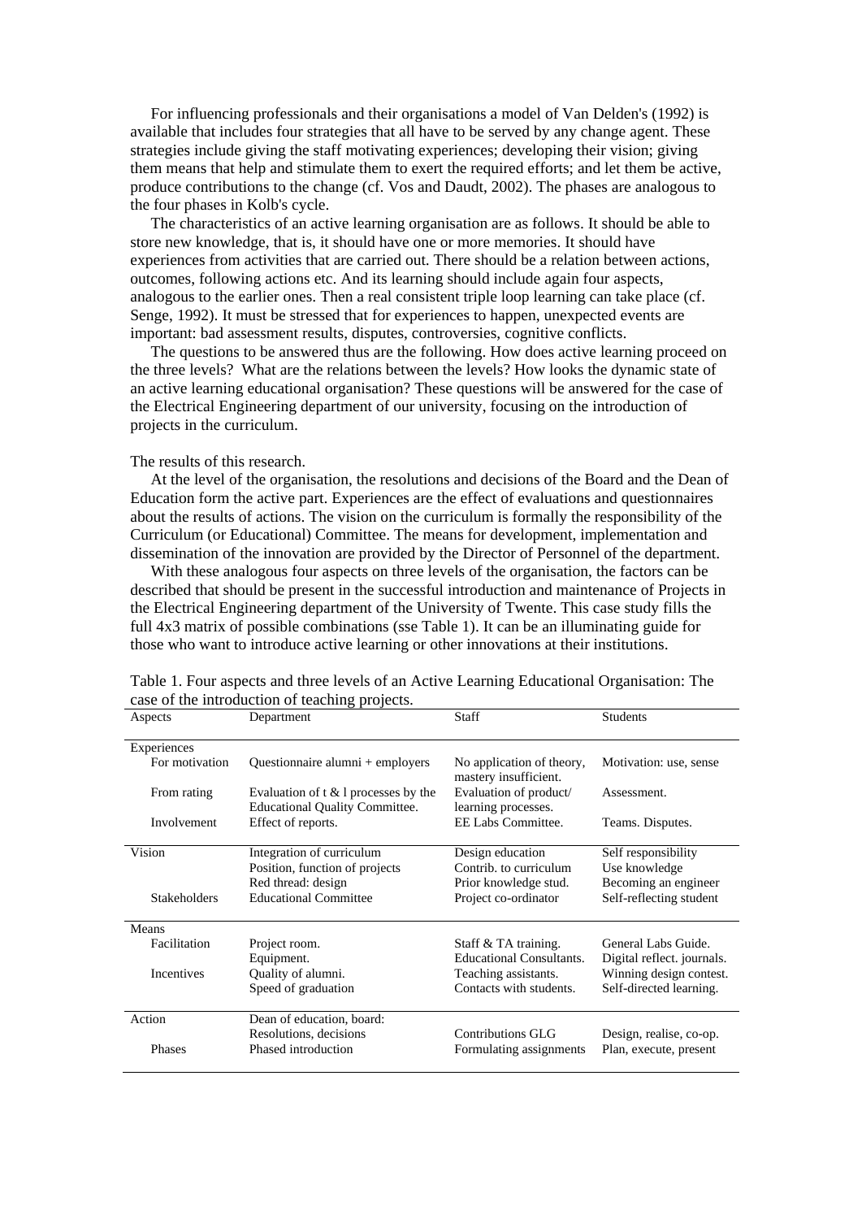For influencing professionals and their organisations a model of Van Delden's (1992) is available that includes four strategies that all have to be served by any change agent. These strategies include giving the staff motivating experiences; developing their vision; giving them means that help and stimulate them to exert the required efforts; and let them be active, produce contributions to the change (cf. Vos and Daudt, 2002). The phases are analogous to the four phases in Kolb's cycle.

The characteristics of an active learning organisation are as follows. It should be able to store new knowledge, that is, it should have one or more memories. It should have experiences from activities that are carried out. There should be a relation between actions, outcomes, following actions etc. And its learning should include again four aspects, analogous to the earlier ones. Then a real consistent triple loop learning can take place (cf. Senge, 1992). It must be stressed that for experiences to happen, unexpected events are important: bad assessment results, disputes, controversies, cognitive conflicts.

The questions to be answered thus are the following. How does active learning proceed on the three levels? What are the relations between the levels? How looks the dynamic state of an active learning educational organisation? These questions will be answered for the case of the Electrical Engineering department of our university, focusing on the introduction of projects in the curriculum.

The results of this research.

At the level of the organisation, the resolutions and decisions of the Board and the Dean of Education form the active part. Experiences are the effect of evaluations and questionnaires about the results of actions. The vision on the curriculum is formally the responsibility of the Curriculum (or Educational) Committee. The means for development, implementation and dissemination of the innovation are provided by the Director of Personnel of the department.

With these analogous four aspects on three levels of the organisation, the factors can be described that should be present in the successful introduction and maintenance of Projects in the Electrical Engineering department of the University of Twente. This case study fills the full 4x3 matrix of possible combinations (sse Table 1). It can be an illuminating guide for those who want to introduce active learning or other innovations at their institutions.

Table 1. Four aspects and three levels of an Active Learning Educational Organisation: The case of the introduction of teaching projects.

| Aspects | Department | Staff | Students |
|---|---|---|---|
| Experiences | | | |
| For motivation | Questionnaire alumni + employers | No application of theory, mastery insufficient. | Motivation: use, sense |
| From rating | Evaluation of t & l processes by the Educational Quality Committee. | Evaluation of product/ learning processes. | Assessment. |
| Involvement | Effect of reports. | EE Labs Committee. | Teams. Disputes. |
| Vision | Integration of curriculum<br>Position, function of projects<br>Red thread: design | Design education<br>Contrib. to curriculum<br>Prior knowledge stud. | Self responsibility<br>Use knowledge<br>Becoming an engineer |
| Stakeholders | Educational Committee | Project co-ordinator | Self-reflecting student |
| Means | | | |
| Facilitation | Project room.<br>Equipment. | Staff & TA training.<br>Educational Consultants. | General Labs Guide.<br>Digital reflect. journals. |
| Incentives | Quality of alumni.<br>Speed of graduation | Teaching assistants.<br>Contacts with students. | Winning design contest.<br>Self-directed learning. |
| Action | Dean of education, board:<br>Resolutions, decisions | Contributions GLG | Design, realise, co-op. |
| Phases | Phased introduction | Formulating assignments | Plan, execute, present |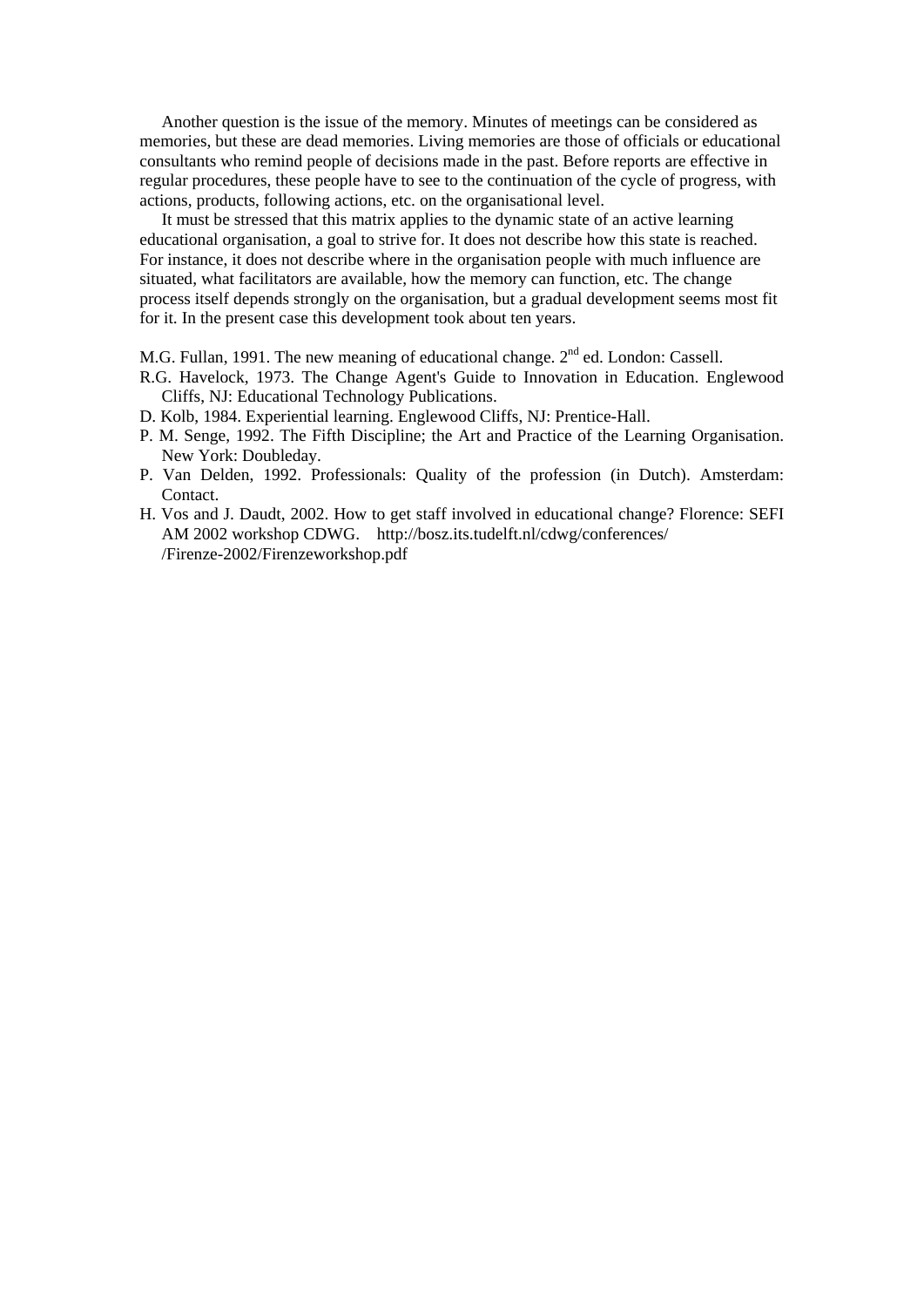Another question is the issue of the memory. Minutes of meetings can be considered as memories, but these are dead memories. Living memories are those of officials or educational consultants who remind people of decisions made in the past. Before reports are effective in regular procedures, these people have to see to the continuation of the cycle of progress, with actions, products, following actions, etc. on the organisational level.

It must be stressed that this matrix applies to the dynamic state of an active learning educational organisation, a goal to strive for. It does not describe how this state is reached. For instance, it does not describe where in the organisation people with much influence are situated, what facilitators are available, how the memory can function, etc. The change process itself depends strongly on the organisation, but a gradual development seems most fit for it. In the present case this development took about ten years.

M.G. Fullan, 1991. The new meaning of educational change. 2nd ed. London: Cassell.

R.G. Havelock, 1973. The Change Agent's Guide to Innovation in Education. Englewood Cliffs, NJ: Educational Technology Publications.

D. Kolb, 1984. Experiential learning. Englewood Cliffs, NJ: Prentice-Hall.

P. M. Senge, 1992. The Fifth Discipline; the Art and Practice of the Learning Organisation. New York: Doubleday.

P. Van Delden, 1992. Professionals: Quality of the profession (in Dutch). Amsterdam: Contact.

H. Vos and J. Daudt, 2002. How to get staff involved in educational change? Florence: SEFI AM 2002 workshop CDWG. http://bosz.its.tudelft.nl/cdwg/conferences/ /Firenze-2002/Firenzeworkshop.pdf